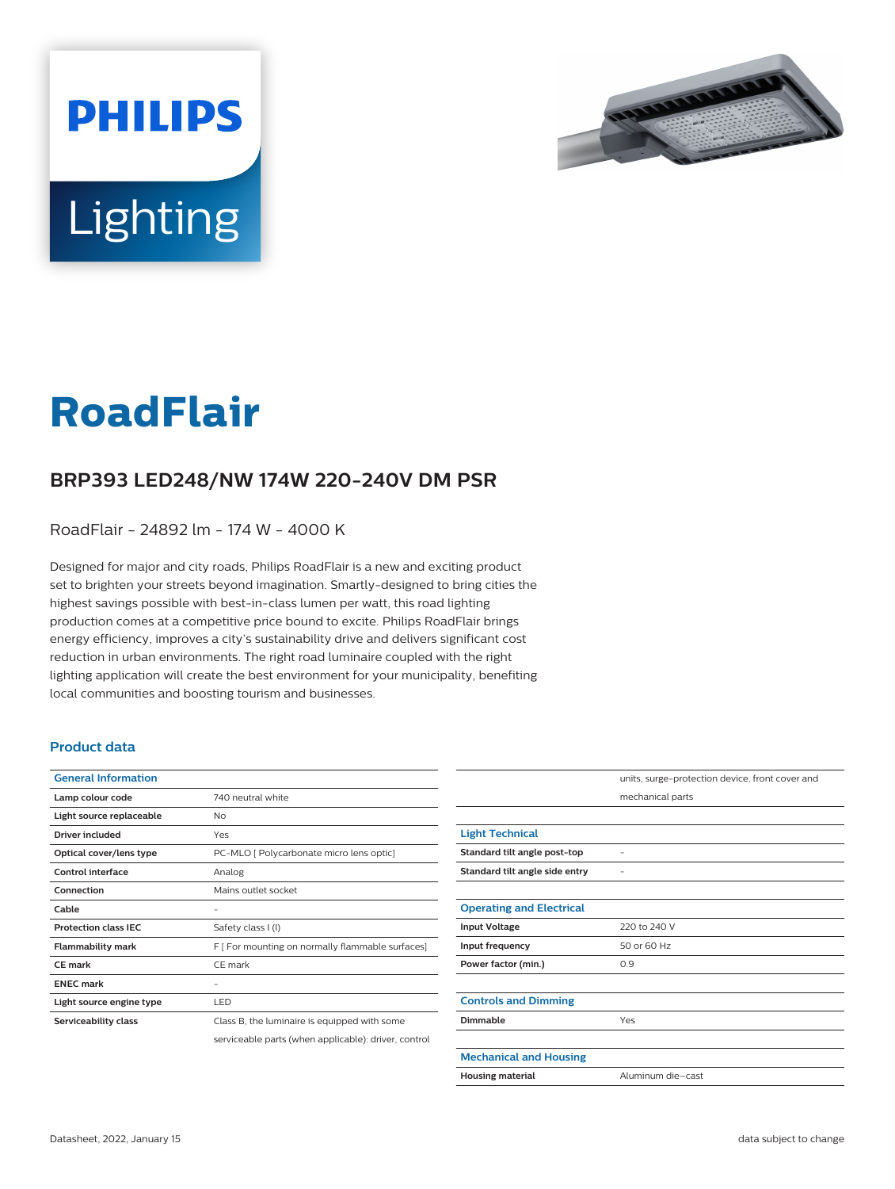# RoadFlair

## BRP393 LED248/NW 174W 220-240V DM PSR

RoadFlair - 24892 lm - 174 W - 4000 K

Designed for major and city roads, Philips RoadFlair is a new and exciting product set to brighten your streets beyond imagination. Smartly-designed to bring cities the highest savings possible with best-in-class lumen per watt, this road lighting production comes at a competitive price bound to excite. Philips RoadFlair brings energy efficiency, improves a city's sustainability drive and delivers significant cost reduction in urban environments. The right road luminaire coupled with the right lighting application will create the best environment for your municipality, benefiting local communities and boosting tourism and businesses.

### Product data

| General Information | |
|---|---|
| Lamp colour code | 740 neutral white |
| Light source replaceable | No |
| Driver included | Yes |
| Optical cover/lens type | PC-MLO [ Polycarbonate micro lens optic] |
| Control interface | Analog |
| Connection | Mains outlet socket |
| Cable | - |
| Protection class IEC | Safety class I (I) |
| Flammability mark | F [ For mounting on normally flammable surfaces] |
| CE mark | CE mark |
| ENEC mark | - |
| Light source engine type | LED |
| Serviceability class | Class B, the luminaire is equipped with some serviceable parts (when applicable): driver, control units, surge-protection device, front cover and mechanical parts |

| Light Technical | |
|---|---|
| Standard tilt angle post-top | - |
| Standard tilt angle side entry | - |

| Operating and Electrical | |
|---|---|
| Input Voltage | 220 to 240 V |
| Input frequency | 50 or 60 Hz |
| Power factor (min.) | 0.9 |

| Controls and Dimming | |
|---|---|
| Dimmable | Yes |

| Mechanical and Housing | |
|---|---|
| Housing material | Aluminum die-cast |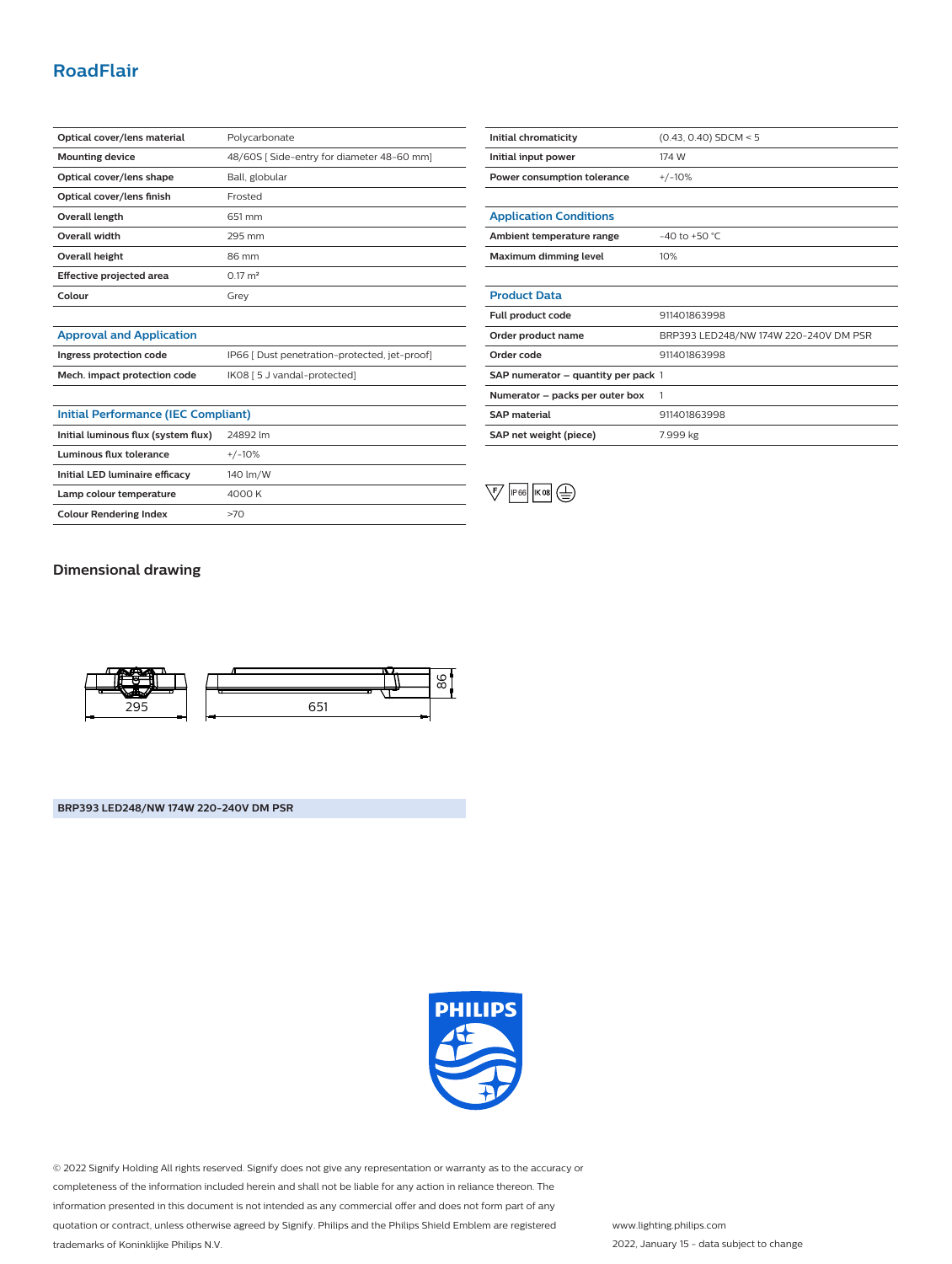# RoadFlair

| | |
|---|---|
| **Optical cover/lens material** | Polycarbonate |
| **Mounting device** | 48/60S [ Side-entry for diameter 48-60 mm] |
| **Optical cover/lens shape** | Ball, globular |
| **Optical cover/lens finish** | Frosted |
| **Overall length** | 651 mm |
| **Overall width** | 295 mm |
| **Overall height** | 86 mm |
| **Effective projected area** | 0.17 m² |
| **Colour** | Grey |

## Approval and Application

| | |
|---|---|
| **Ingress protection code** | IP66 [ Dust penetration-protected, jet-proof] |
| **Mech. impact protection code** | IK08 [ 5 J vandal-protected] |

## Initial Performance (IEC Compliant)

| | |
|---|---|
| **Initial luminous flux (system flux)** | 24892 lm |
| **Luminous flux tolerance** | +/-10% |
| **Initial LED luminaire efficacy** | 140 lm/W |
| **Lamp colour temperature** | 4000 K |
| **Colour Rendering Index** | >70 |
| **Initial chromaticity** | (0.43, 0.40) SDCM < 5 |
| **Initial input power** | 174 W |
| **Power consumption tolerance** | +/-10% |

## Application Conditions

| | |
|---|---|
| **Ambient temperature range** | -40 to +50 °C |
| **Maximum dimming level** | 10% |

## Product Data

| | |
|---|---|
| **Full product code** | 911401863998 |
| **Order product name** | BRP393 LED248/NW 174W 220-240V DM PSR |
| **Order code** | 911401863998 |
| **SAP numerator – quantity per pack** | 1 |
| **Numerator – packs per outer box** | 1 |
| **SAP material** | 911401863998 |
| **SAP net weight (piece)** | 7.999 kg |

F IP66 IK08

## Dimensional drawing

295

651

86

**BRP393 LED248/NW 174W 220-240V DM PSR**

PHILIPS

© 2022 Signify Holding All rights reserved. Signify does not give any representation or warranty as to the accuracy or completeness of the information included herein and shall not be liable for any action in reliance thereon. The information presented in this document is not intended as any commercial offer and does not form part of any quotation or contract, unless otherwise agreed by Signify. Philips and the Philips Shield Emblem are registered trademarks of Koninklijke Philips N.V.

www.lighting.philips.com

2022, January 15 - data subject to change